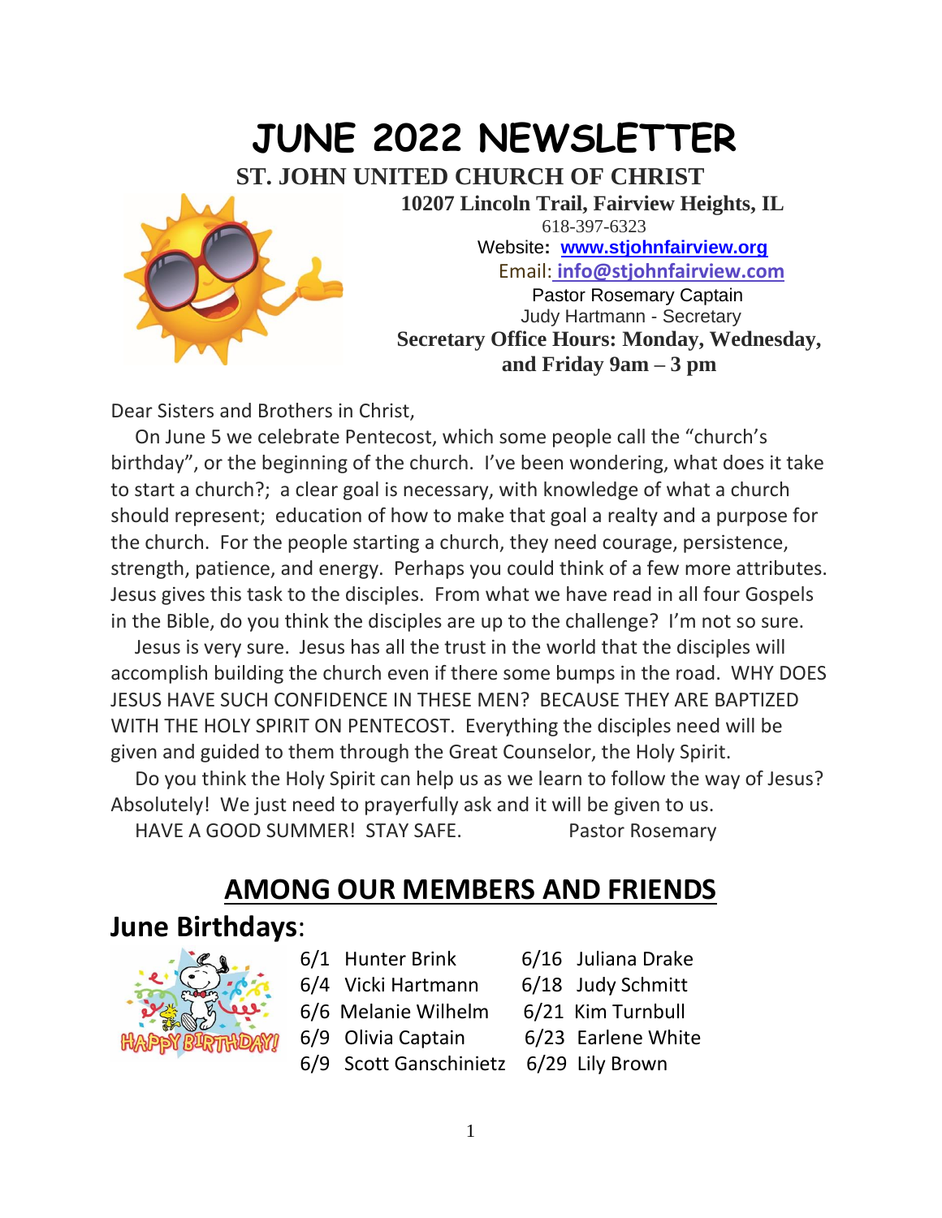# JUNE 2022 NEWSLETTER

## ST. JOHN UNITED CHURCH OF CHRIST

**10207 Lincoln Trail, Fairview Heights, IL**
618-397-6323
Website**:** **www.stjohnfairview.org**
Email: **info@stjohnfairview.com**
Pastor Rosemary Captain
Judy Hartmann - Secretary
**Secretary Office Hours: Monday, Wednesday, and Friday 9am – 3 pm**

Dear Sisters and Brothers in Christ,

On June 5 we celebrate Pentecost, which some people call the "church's birthday", or the beginning of the church. I've been wondering, what does it take to start a church?; a clear goal is necessary, with knowledge of what a church should represent; education of how to make that goal a realty and a purpose for the church. For the people starting a church, they need courage, persistence, strength, patience, and energy. Perhaps you could think of a few more attributes. Jesus gives this task to the disciples. From what we have read in all four Gospels in the Bible, do you think the disciples are up to the challenge? I'm not so sure.

Jesus is very sure. Jesus has all the trust in the world that the disciples will accomplish building the church even if there some bumps in the road. WHY DOES JESUS HAVE SUCH CONFIDENCE IN THESE MEN? BECAUSE THEY ARE BAPTIZED WITH THE HOLY SPIRIT ON PENTECOST. Everything the disciples need will be given and guided to them through the Great Counselor, the Holy Spirit.

Do you think the Holy Spirit can help us as we learn to follow the way of Jesus? Absolutely! We just need to prayerfully ask and it will be given to us.

HAVE A GOOD SUMMER! STAY SAFE. Pastor Rosemary

## AMONG OUR MEMBERS AND FRIENDS

### June Birthdays:

6/1 Hunter Brink
6/4 Vicki Hartmann
6/6 Melanie Wilhelm
6/9 Olivia Captain
6/9 Scott Ganschinietz
6/16 Juliana Drake
6/18 Judy Schmitt
6/21 Kim Turnbull
6/23 Earlene White
6/29 Lily Brown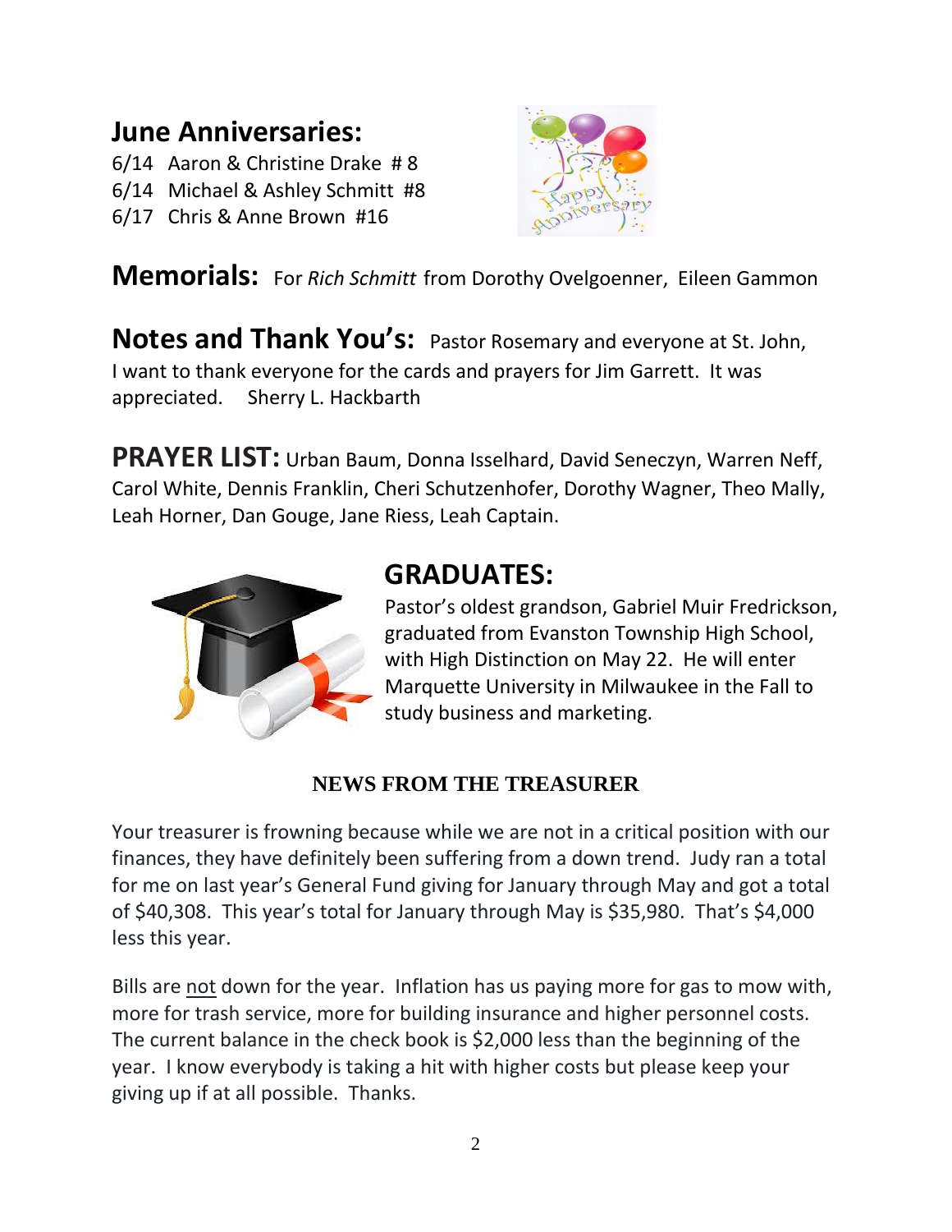## June Anniversaries:

6/14 Aaron & Christine Drake # 8
6/14 Michael & Ashley Schmitt #8
6/17 Chris & Anne Brown #16

## Memorials:

For *Rich Schmitt* from Dorothy Ovelgoenner, Eileen Gammon

## Notes and Thank You's:

Pastor Rosemary and everyone at St. John,
I want to thank everyone for the cards and prayers for Jim Garrett. It was appreciated. Sherry L. Hackbarth

## PRAYER LIST:

Urban Baum, Donna Isselhard, David Seneczyn, Warren Neff, Carol White, Dennis Franklin, Cheri Schutzenhofer, Dorothy Wagner, Theo Mally, Leah Horner, Dan Gouge, Jane Riess, Leah Captain.

## GRADUATES:

Pastor's oldest grandson, Gabriel Muir Fredrickson, graduated from Evanston Township High School, with High Distinction on May 22. He will enter Marquette University in Milwaukee in the Fall to study business and marketing.

### NEWS FROM THE TREASURER

Your treasurer is frowning because while we are not in a critical position with our finances, they have definitely been suffering from a down trend. Judy ran a total for me on last year's General Fund giving for January through May and got a total of $40,308. This year's total for January through May is $35,980. That's $4,000 less this year.

Bills are not down for the year. Inflation has us paying more for gas to mow with, more for trash service, more for building insurance and higher personnel costs. The current balance in the check book is $2,000 less than the beginning of the year. I know everybody is taking a hit with higher costs but please keep your giving up if at all possible. Thanks.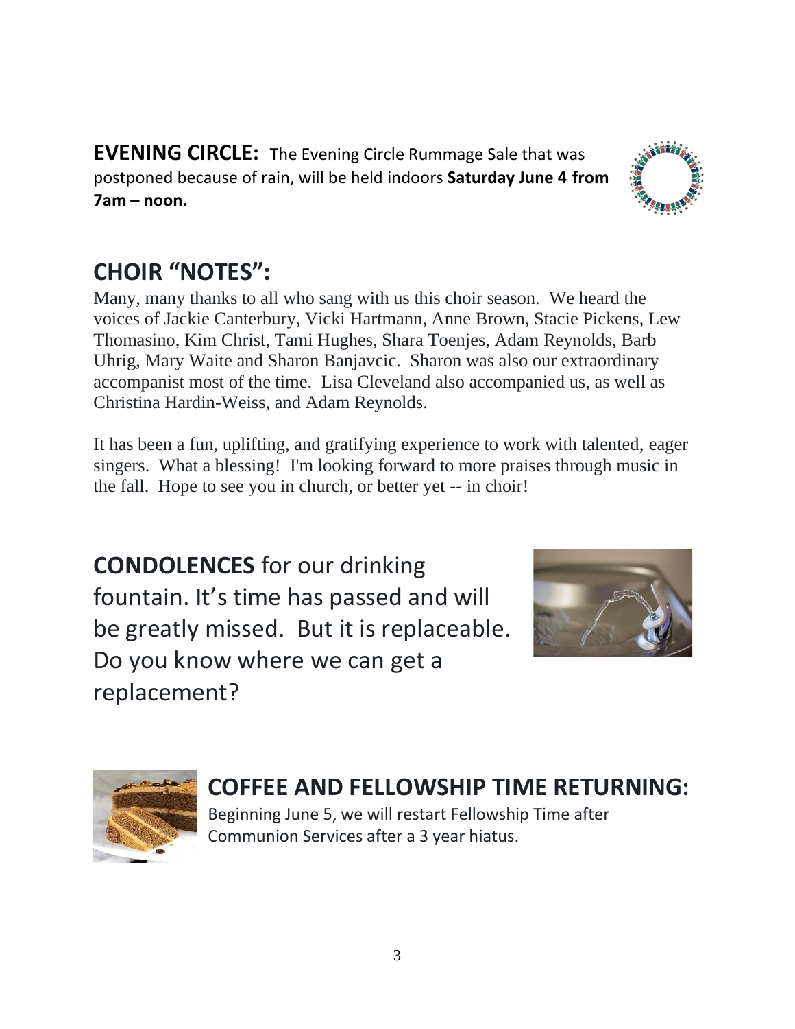**EVENING CIRCLE:** The Evening Circle Rummage Sale that was postponed because of rain, will be held indoors **Saturday June 4 from 7am – noon.**

## CHOIR "NOTES":

Many, many thanks to all who sang with us this choir season. We heard the voices of Jackie Canterbury, Vicki Hartmann, Anne Brown, Stacie Pickens, Lew Thomasino, Kim Christ, Tami Hughes, Shara Toenjes, Adam Reynolds, Barb Uhrig, Mary Waite and Sharon Banjavcic. Sharon was also our extraordinary accompanist most of the time. Lisa Cleveland also accompanied us, as well as Christina Hardin-Weiss, and Adam Reynolds.

It has been a fun, uplifting, and gratifying experience to work with talented, eager singers. What a blessing! I'm looking forward to more praises through music in the fall. Hope to see you in church, or better yet -- in choir!

**CONDOLENCES** for our drinking fountain. It's time has passed and will be greatly missed. But it is replaceable. Do you know where we can get a replacement?

## COFFEE AND FELLOWSHIP TIME RETURNING:

Beginning June 5, we will restart Fellowship Time after Communion Services after a 3 year hiatus.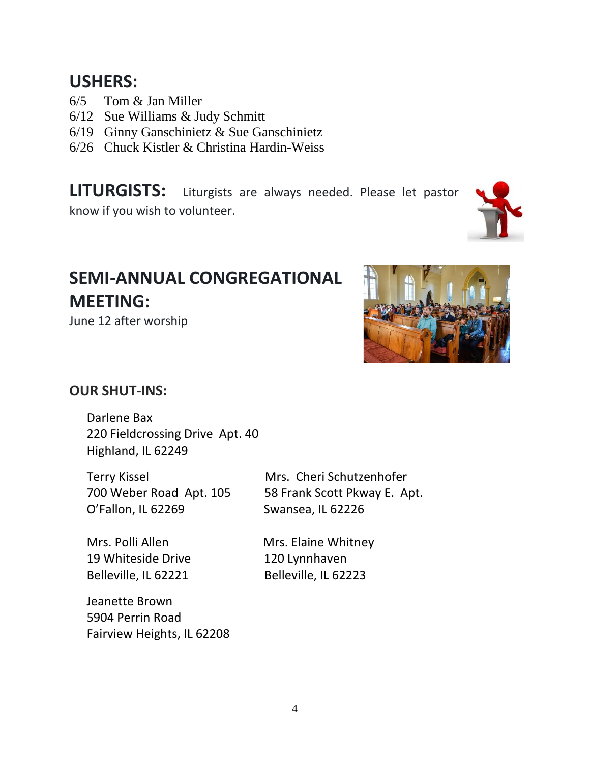## USHERS:

6/5 Tom & Jan Miller
6/12 Sue Williams & Judy Schmitt
6/19 Ginny Ganschinietz & Sue Ganschinietz
6/26 Chuck Kistler & Christina Hardin-Weiss

## LITURGISTS:

Liturgists are always needed. Please let pastor know if you wish to volunteer.

## SEMI-ANNUAL CONGREGATIONAL MEETING:

June 12 after worship

## OUR SHUT-INS:

Darlene Bax
220 Fieldcrossing Drive Apt. 40
Highland, IL 62249

Terry Kissel
700 Weber Road Apt. 105
O'Fallon, IL 62269

Mrs. Cheri Schutzenhofer
58 Frank Scott Pkway E. Apt.
Swansea, IL 62226

Mrs. Polli Allen
19 Whiteside Drive
Belleville, IL 62221

Mrs. Elaine Whitney
120 Lynnhaven
Belleville, IL 62223

Jeanette Brown
5904 Perrin Road
Fairview Heights, IL 62208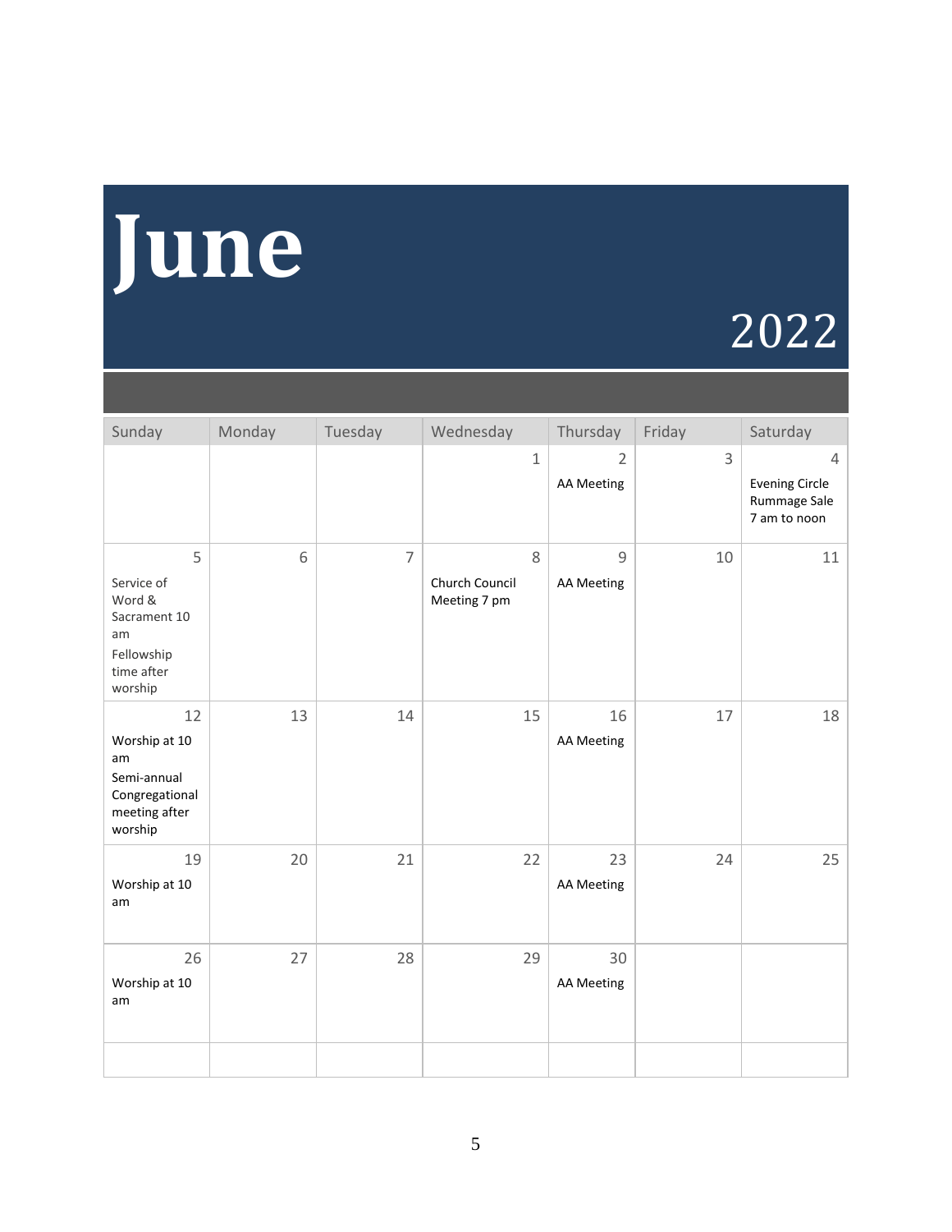# June

## 2022

| Sunday | Monday | Tuesday | Wednesday | Thursday | Friday | Saturday |
|---|---|---|---|---|---|---|
| | | | 1 | 2<br>AA Meeting | 3 | 4<br>Evening Circle Rummage Sale 7 am to noon |
| 5<br>Service of Word & Sacrament 10 am<br>Fellowship time after worship | 6 | 7 | 8<br>Church Council Meeting 7 pm | 9<br>AA Meeting | 10 | 11 |
| 12<br>Worship at 10 am<br>Semi-annual Congregational meeting after worship | 13 | 14 | 15 | 16<br>AA Meeting | 17 | 18 |
| 19<br>Worship at 10 am | 20 | 21 | 22 | 23<br>AA Meeting | 24 | 25 |
| 26<br>Worship at 10 am | 27 | 28 | 29 | 30<br>AA Meeting | | |
| | | | | | | |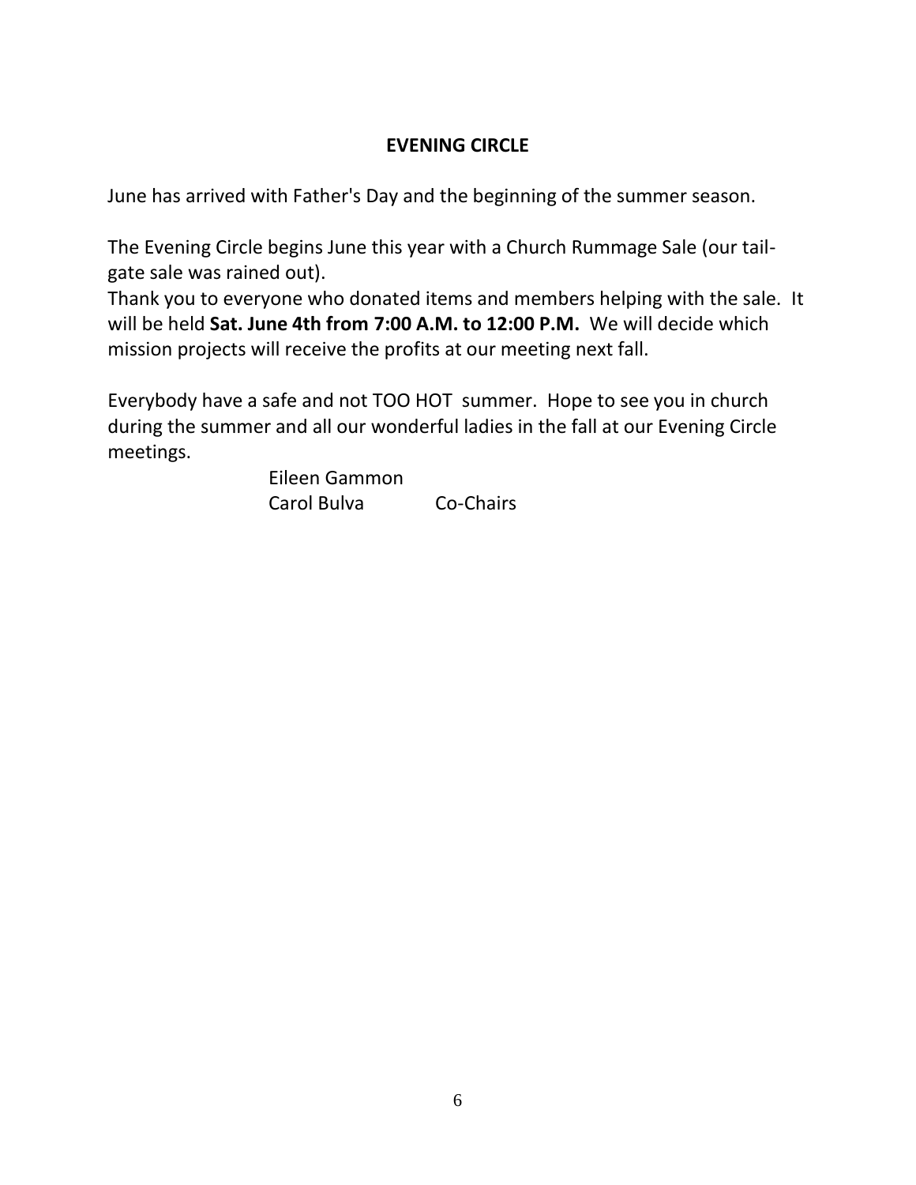## EVENING CIRCLE

June has arrived with Father's Day and the beginning of the summer season.

The Evening Circle begins June this year with a Church Rummage Sale (our tail-gate sale was rained out).
Thank you to everyone who donated items and members helping with the sale. It will be held **Sat. June 4th from 7:00 A.M. to 12:00 P.M.** We will decide which mission projects will receive the profits at our meeting next fall.

Everybody have a safe and not TOO HOT summer. Hope to see you in church during the summer and all our wonderful ladies in the fall at our Evening Circle meetings.

Eileen Gammon
Carol Bulva Co-Chairs